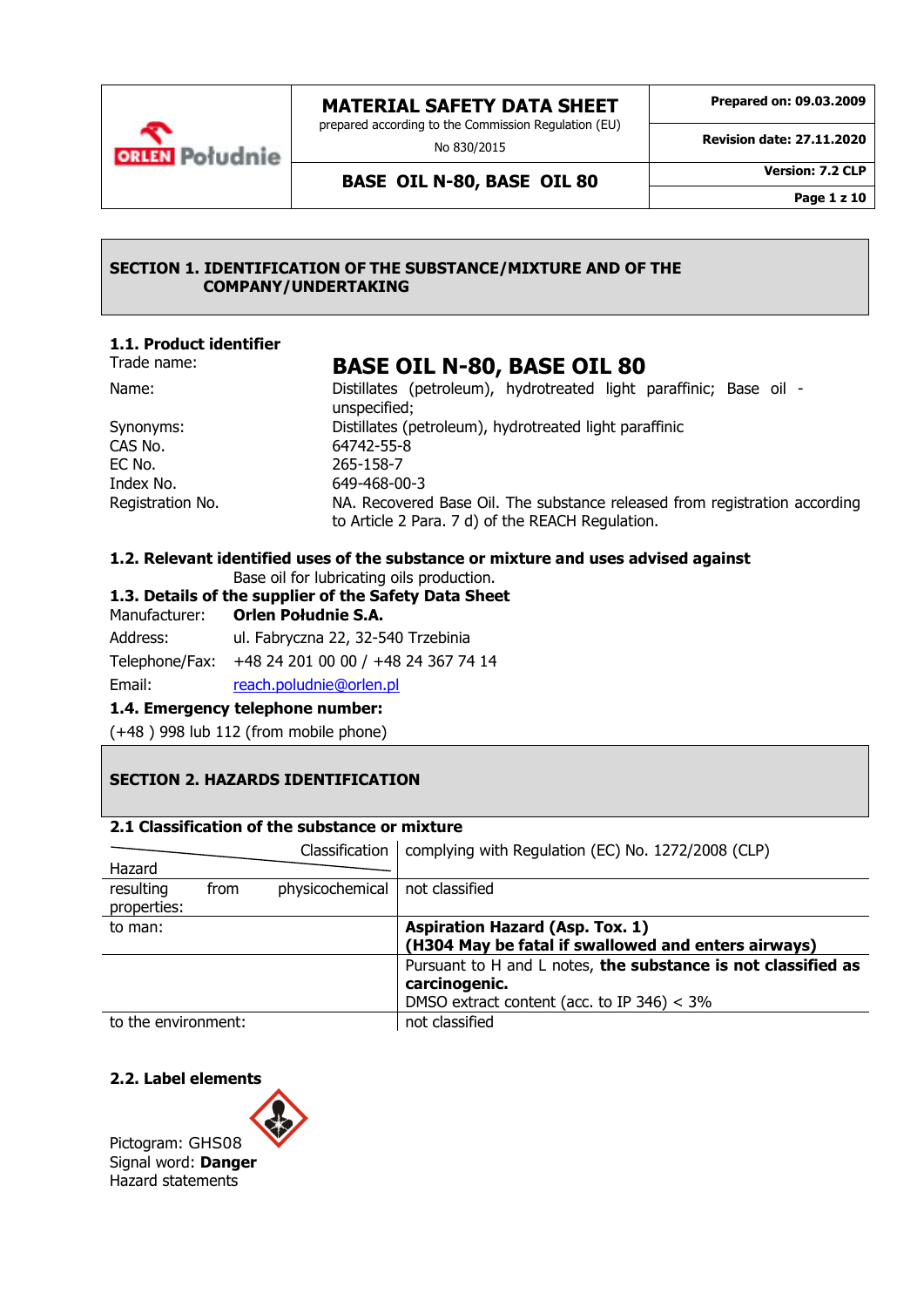# MATERIAL SAFETY DATA SHEET

prepared according to the Commission Regulation (EU) No 830/2015

**BASE OIL N-80, BASE OIL 80**

**Prepared on: 09.03.2009**
**Revision date: 27.11.2020**
**Version: 7.2 CLP**

## SECTION 1. IDENTIFICATION OF THE SUBSTANCE/MIXTURE AND OF THE COMPANY/UNDERTAKING

### 1.1. Product identifier

| | |
|---|---|
| Trade name: | **BASE OIL N-80, BASE OIL 80** |
| Name: | Distillates (petroleum), hydrotreated light paraffinic; Base oil - unspecified; |
| Synonyms: | Distillates (petroleum), hydrotreated light paraffinic |
| CAS No. | 64742-55-8 |
| EC No. | 265-158-7 |
| Index No. | 649-468-00-3 |
| Registration No. | NA. Recovered Base Oil. The substance released from registration according to Article 2 Para. 7 d) of the REACH Regulation. |

### 1.2. Relevant identified uses of the substance or mixture and uses advised against

Base oil for lubricating oils production.

### 1.3. Details of the supplier of the Safety Data Sheet

| | |
|---|---|
| Manufacturer: | **Orlen Południe S.A.** |
| Address: | ul. Fabryczna 22, 32-540 Trzebinia |
| Telephone/Fax: | +48 24 201 00 00 / +48 24 367 74 14 |
| Email: | reach.poludnie@orlen.pl |

### 1.4. Emergency telephone number:

(+48 ) 998 lub 112 (from mobile phone)

## SECTION 2. HAZARDS IDENTIFICATION

### 2.1 Classification of the substance or mixture

| Hazard / Classification | complying with Regulation (EC) No. 1272/2008 (CLP) |
|---|---|
| resulting from physicochemical properties: | not classified |
| to man: | **Aspiration Hazard (Asp. Tox. 1)** **(H304 May be fatal if swallowed and enters airways)** |
| | Pursuant to H and L notes, **the substance is not classified as carcinogenic.** DMSO extract content (acc. to IP 346) < 3% |
| to the environment: | not classified |

### 2.2. Label elements

Pictogram: GHS08
Signal word: **Danger**
Hazard statements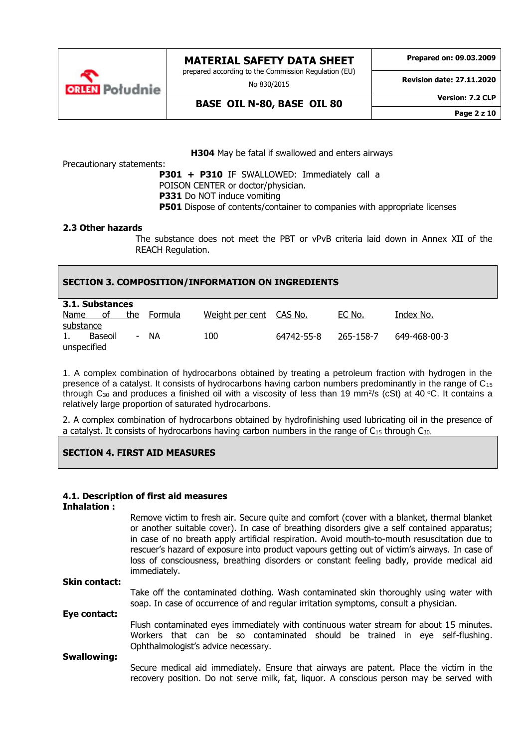**H304** May be fatal if swallowed and enters airways

Precautionary statements:

**P301 + P310** IF SWALLOWED: Immediately call a POISON CENTER or doctor/physician.
**P331** Do NOT induce vomiting
**P501** Dispose of contents/container to companies with appropriate licenses

**2.3 Other hazards**

The substance does not meet the PBT or vPvB criteria laid down in Annex XII of the REACH Regulation.

## SECTION 3. COMPOSITION/INFORMATION ON INGREDIENTS

**3.1. Substances**

| Name of the substance | Formula | Weight per cent | CAS No. | EC No. | Index No. |
|---|---|---|---|---|---|
| 1. Baseoil - unspecified | NA | 100 | 64742-55-8 | 265-158-7 | 649-468-00-3 |

1. A complex combination of hydrocarbons obtained by treating a petroleum fraction with hydrogen in the presence of a catalyst. It consists of hydrocarbons having carbon numbers predominantly in the range of $C_{15}$ through $C_{30}$ and produces a finished oil with a viscosity of less than 19 mm²/s (cSt) at 40 °C. It contains a relatively large proportion of saturated hydrocarbons.

2. A complex combination of hydrocarbons obtained by hydrofinishing used lubricating oil in the presence of a catalyst. It consists of hydrocarbons having carbon numbers in the range of $C_{15}$ through $C_{30}$.

## SECTION 4. FIRST AID MEASURES

**4.1. Description of first aid measures**

**Inhalation :**

Remove victim to fresh air. Secure quite and comfort (cover with a blanket, thermal blanket or another suitable cover). In case of breathing disorders give a self contained apparatus; in case of no breath apply artificial respiration. Avoid mouth-to-mouth resuscitation due to rescuer's hazard of exposure into product vapours getting out of victim's airways. In case of loss of consciousness, breathing disorders or constant feeling badly, provide medical aid immediately.

**Skin contact:**

Take off the contaminated clothing. Wash contaminated skin thoroughly using water with soap. In case of occurrence of and regular irritation symptoms, consult a physician.

**Eye contact:**

Flush contaminated eyes immediately with continuous water stream for about 15 minutes. Workers that can be so contaminated should be trained in eye self-flushing. Ophthalmologist's advice necessary.

**Swallowing:**

Secure medical aid immediately. Ensure that airways are patent. Place the victim in the recovery position. Do not serve milk, fat, liquor. A conscious person may be served with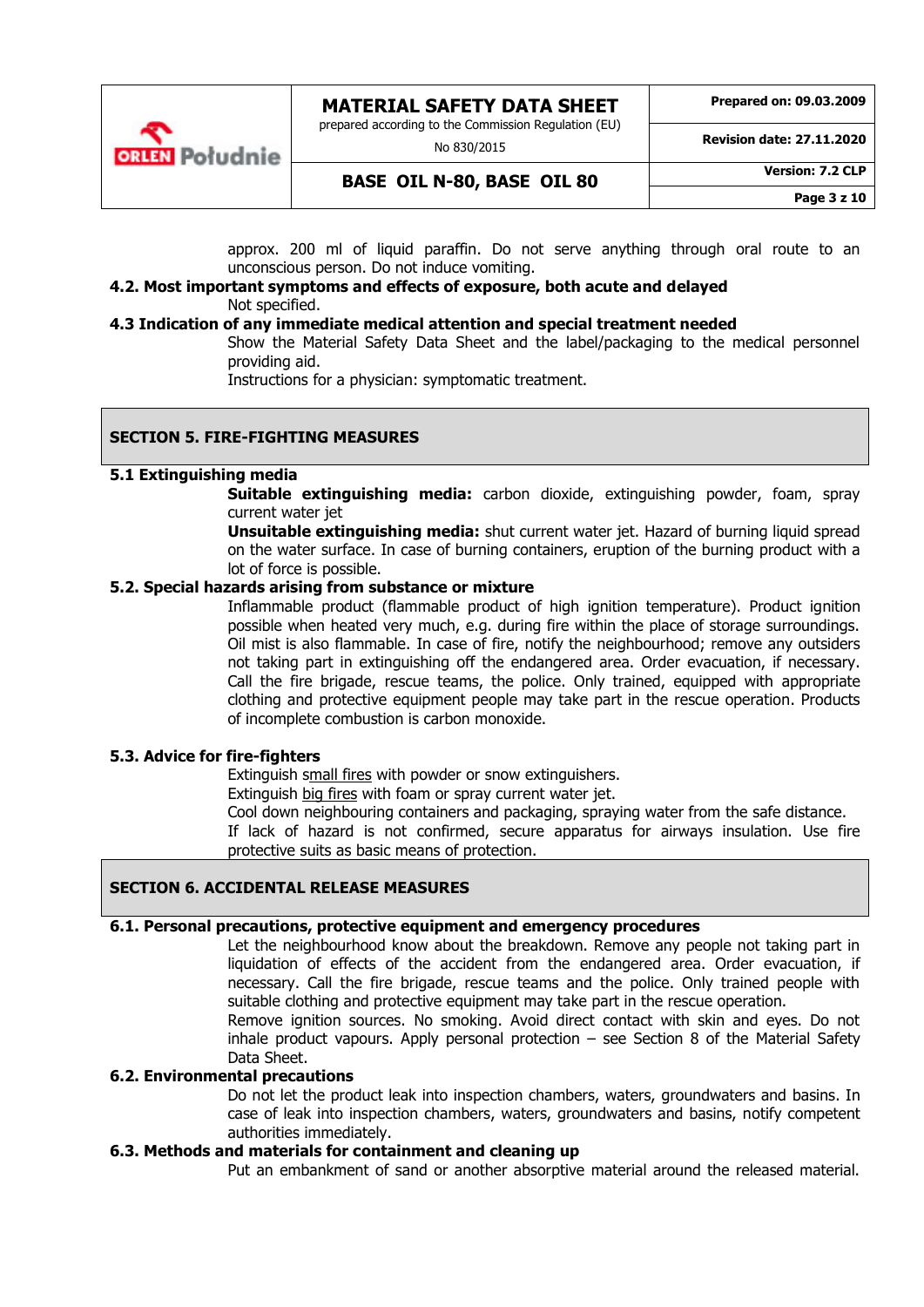approx. 200 ml of liquid paraffin. Do not serve anything through oral route to an unconscious person. Do not induce vomiting.

### 4.2. Most important symptoms and effects of exposure, both acute and delayed

Not specified.

### 4.3 Indication of any immediate medical attention and special treatment needed

Show the Material Safety Data Sheet and the label/packaging to the medical personnel providing aid.

Instructions for a physician: symptomatic treatment.

## SECTION 5. FIRE-FIGHTING MEASURES

### 5.1 Extinguishing media

**Suitable extinguishing media:** carbon dioxide, extinguishing powder, foam, spray current water jet

**Unsuitable extinguishing media:** shut current water jet. Hazard of burning liquid spread on the water surface. In case of burning containers, eruption of the burning product with a lot of force is possible.

### 5.2. Special hazards arising from substance or mixture

Inflammable product (flammable product of high ignition temperature). Product ignition possible when heated very much, e.g. during fire within the place of storage surroundings. Oil mist is also flammable. In case of fire, notify the neighbourhood; remove any outsiders not taking part in extinguishing off the endangered area. Order evacuation, if necessary. Call the fire brigade, rescue teams, the police. Only trained, equipped with appropriate clothing and protective equipment people may take part in the rescue operation. Products of incomplete combustion is carbon monoxide.

### 5.3. Advice for fire-fighters

Extinguish small fires with powder or snow extinguishers.

Extinguish big fires with foam or spray current water jet.

Cool down neighbouring containers and packaging, spraying water from the safe distance.

If lack of hazard is not confirmed, secure apparatus for airways insulation. Use fire protective suits as basic means of protection.

## SECTION 6. ACCIDENTAL RELEASE MEASURES

### 6.1. Personal precautions, protective equipment and emergency procedures

Let the neighbourhood know about the breakdown. Remove any people not taking part in liquidation of effects of the accident from the endangered area. Order evacuation, if necessary. Call the fire brigade, rescue teams and the police. Only trained people with suitable clothing and protective equipment may take part in the rescue operation.

Remove ignition sources. No smoking. Avoid direct contact with skin and eyes. Do not inhale product vapours. Apply personal protection – see Section 8 of the Material Safety Data Sheet.

### 6.2. Environmental precautions

Do not let the product leak into inspection chambers, waters, groundwaters and basins. In case of leak into inspection chambers, waters, groundwaters and basins, notify competent authorities immediately.

### 6.3. Methods and materials for containment and cleaning up

Put an embankment of sand or another absorptive material around the released material.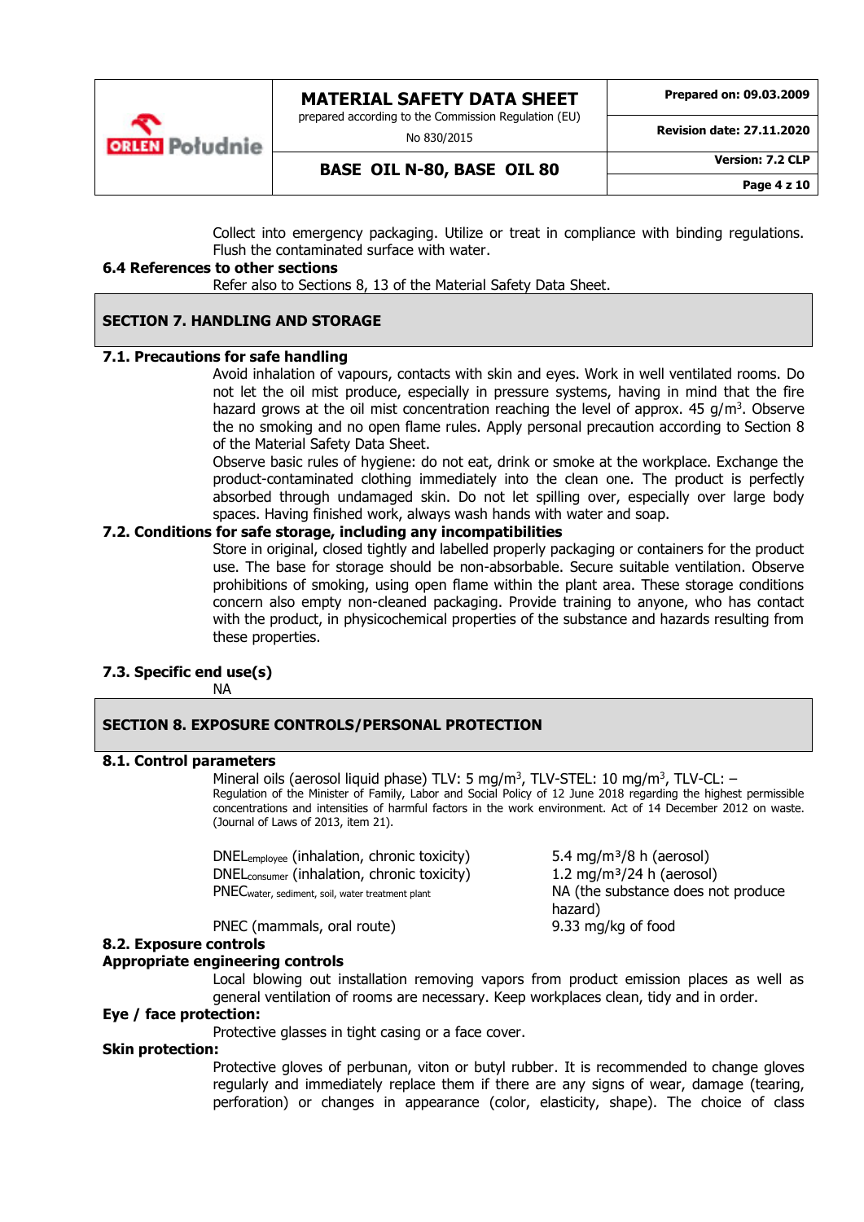Collect into emergency packaging. Utilize or treat in compliance with binding regulations. Flush the contaminated surface with water.

**6.4 References to other sections**

Refer also to Sections 8, 13 of the Material Safety Data Sheet.

## SECTION 7. HANDLING AND STORAGE

**7.1. Precautions for safe handling**

Avoid inhalation of vapours, contacts with skin and eyes. Work in well ventilated rooms. Do not let the oil mist produce, especially in pressure systems, having in mind that the fire hazard grows at the oil mist concentration reaching the level of approx. 45 g/m$^3$. Observe the no smoking and no open flame rules. Apply personal precaution according to Section 8 of the Material Safety Data Sheet.

Observe basic rules of hygiene: do not eat, drink or smoke at the workplace. Exchange the product-contaminated clothing immediately into the clean one. The product is perfectly absorbed through undamaged skin. Do not let spilling over, especially over large body spaces. Having finished work, always wash hands with water and soap.

**7.2. Conditions for safe storage, including any incompatibilities**

Store in original, closed tightly and labelled properly packaging or containers for the product use. The base for storage should be non-absorbable. Secure suitable ventilation. Observe prohibitions of smoking, using open flame within the plant area. These storage conditions concern also empty non-cleaned packaging. Provide training to anyone, who has contact with the product, in physicochemical properties of the substance and hazards resulting from these properties.

**7.3. Specific end use(s)**

NA

## SECTION 8. EXPOSURE CONTROLS/PERSONAL PROTECTION

**8.1. Control parameters**

Mineral oils (aerosol liquid phase) TLV: 5 mg/m$^3$, TLV-STEL: 10 mg/m$^3$, TLV-CL: –

Regulation of the Minister of Family, Labor and Social Policy of 12 June 2018 regarding the highest permissible concentrations and intensities of harmful factors in the work environment. Act of 14 December 2012 on waste. (Journal of Laws of 2013, item 21).

| | |
|---|---|
| $DNEL_{employee}$ (inhalation, chronic toxicity) | 5.4 mg/m³/8 h (aerosol) |
| $DNEL_{consumer}$ (inhalation, chronic toxicity) | 1.2 mg/m³/24 h (aerosol) |
| $PNEC_{water,\ sediment,\ soil,\ water\ treatment\ plant}$ | NA (the substance does not produce hazard) |
| PNEC (mammals, oral route) | 9.33 mg/kg of food |

**8.2. Exposure controls**

**Appropriate engineering controls**

Local blowing out installation removing vapors from product emission places as well as general ventilation of rooms are necessary. Keep workplaces clean, tidy and in order.

**Eye / face protection:**

Protective glasses in tight casing or a face cover.

**Skin protection:**

Protective gloves of perbunan, viton or butyl rubber. It is recommended to change gloves regularly and immediately replace them if there are any signs of wear, damage (tearing, perforation) or changes in appearance (color, elasticity, shape). The choice of class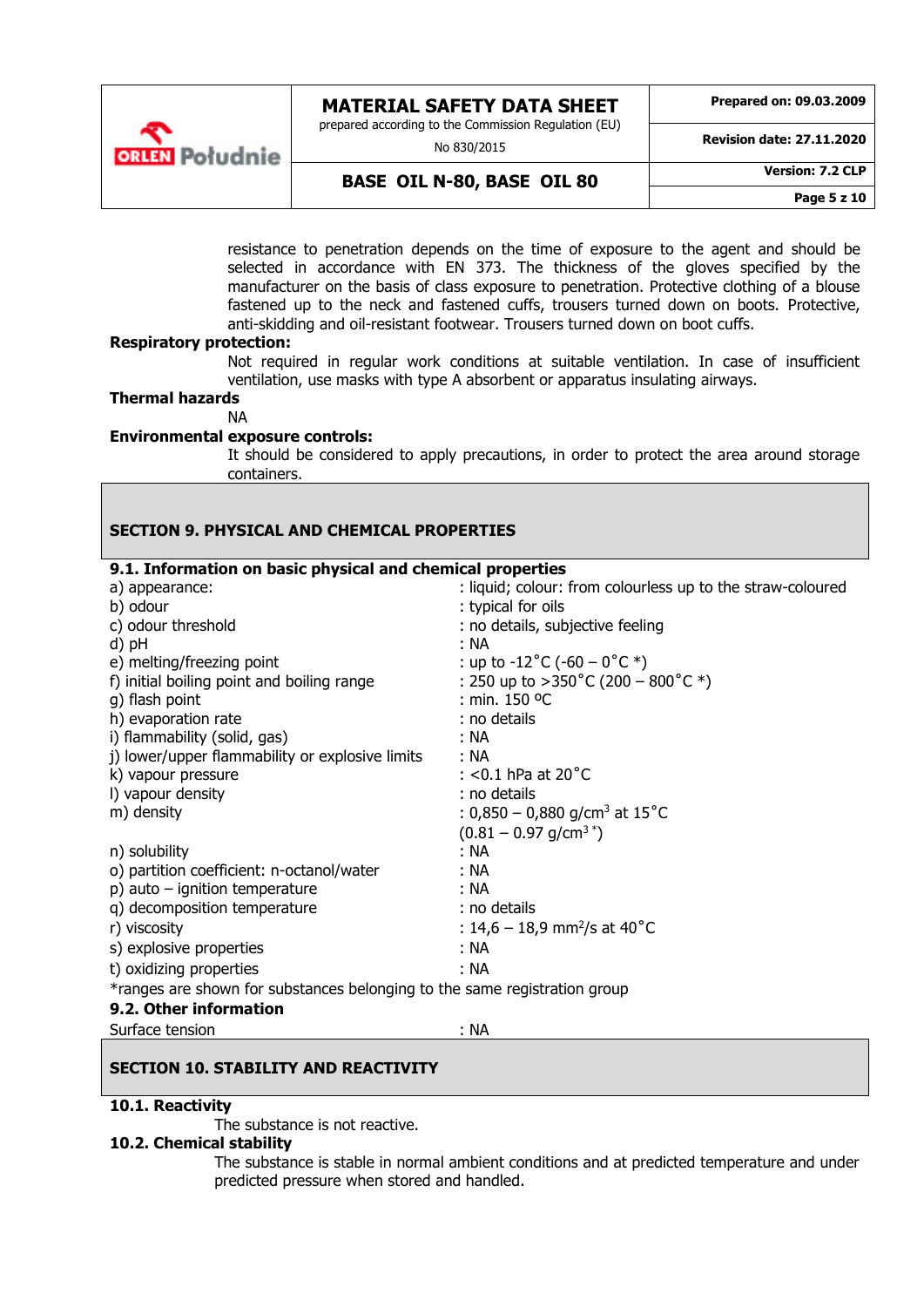resistance to penetration depends on the time of exposure to the agent and should be selected in accordance with EN 373. The thickness of the gloves specified by the manufacturer on the basis of class exposure to penetration. Protective clothing of a blouse fastened up to the neck and fastened cuffs, trousers turned down on boots. Protective, anti-skidding and oil-resistant footwear. Trousers turned down on boot cuffs.

**Respiratory protection:**

Not required in regular work conditions at suitable ventilation. In case of insufficient ventilation, use masks with type A absorbent or apparatus insulating airways.

**Thermal hazards**

NA

**Environmental exposure controls:**

It should be considered to apply precautions, in order to protect the area around storage containers.

## SECTION 9. PHYSICAL AND CHEMICAL PROPERTIES

### 9.1. Information on basic physical and chemical properties

| | |
|---|---|
| a) appearance: | : liquid; colour: from colourless up to the straw-coloured |
| b) odour | : typical for oils |
| c) odour threshold | : no details, subjective feeling |
| d) pH | : NA |
| e) melting/freezing point | : up to -12°C (-60 – 0°C *) |
| f) initial boiling point and boiling range | : 250 up to >350°C (200 – 800°C *) |
| g) flash point | : min. 150 ºC |
| h) evaporation rate | : no details |
| i) flammability (solid, gas) | : NA |
| j) lower/upper flammability or explosive limits | : NA |
| k) vapour pressure | : <0.1 hPa at 20°C |
| l) vapour density | : no details |
| m) density | : 0,850 – 0,880 g/cm$^3$ at 15°C (0.81 – 0.97 g/cm$^3$ *) |
| n) solubility | : NA |
| o) partition coefficient: n-octanol/water | : NA |
| p) auto – ignition temperature | : NA |
| q) decomposition temperature | : no details |
| r) viscosity | : 14,6 – 18,9 mm$^2$/s at 40°C |
| s) explosive properties | : NA |
| t) oxidizing properties | : NA |

*ranges are shown for substances belonging to the same registration group

### 9.2. Other information

| | |
|---|---|
| Surface tension | : NA |

## SECTION 10. STABILITY AND REACTIVITY

### 10.1. Reactivity

The substance is not reactive.

### 10.2. Chemical stability

The substance is stable in normal ambient conditions and at predicted temperature and under predicted pressure when stored and handled.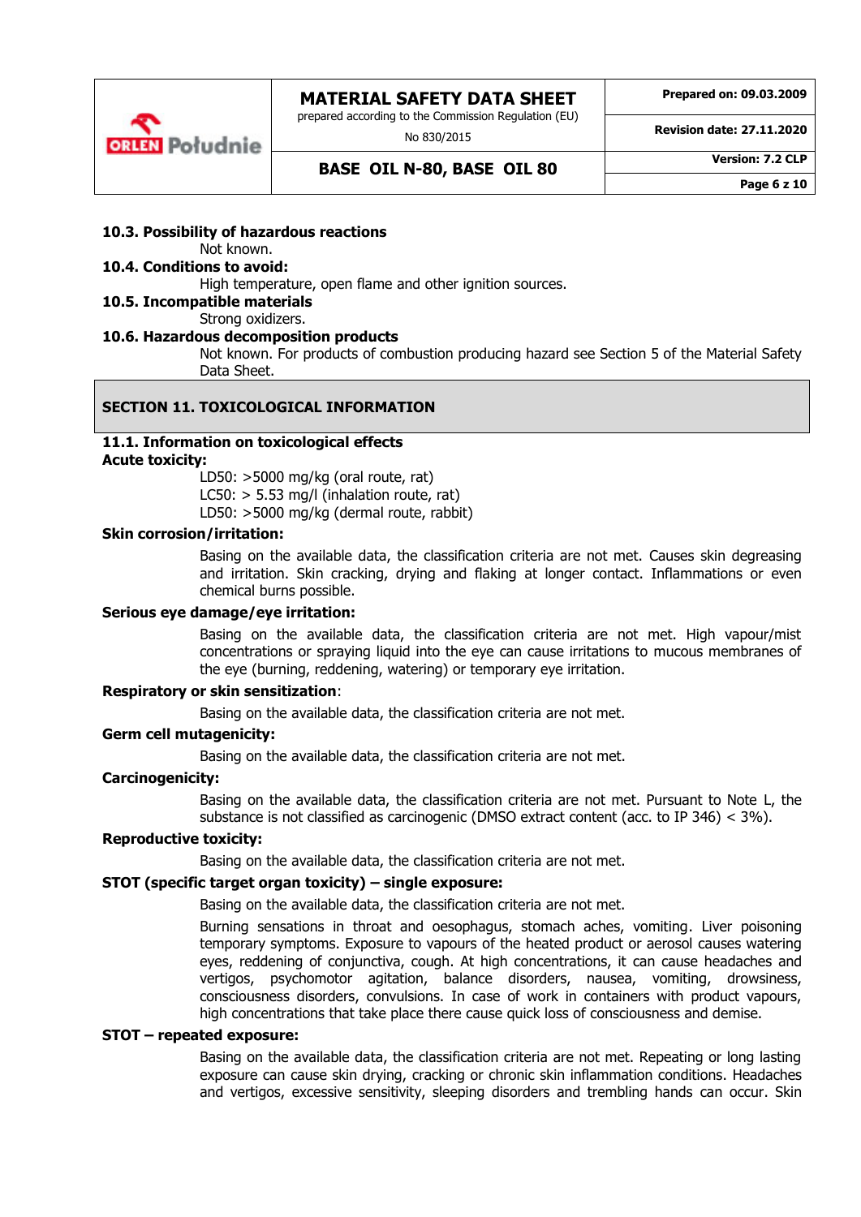**10.3. Possibility of hazardous reactions**

Not known.

**10.4. Conditions to avoid:**

High temperature, open flame and other ignition sources.

**10.5. Incompatible materials**

Strong oxidizers.

**10.6. Hazardous decomposition products**

Not known. For products of combustion producing hazard see Section 5 of the Material Safety Data Sheet.

## SECTION 11. TOXICOLOGICAL INFORMATION

**11.1. Information on toxicological effects**

**Acute toxicity:**

LD50: >5000 mg/kg (oral route, rat)
LC50: > 5.53 mg/l (inhalation route, rat)
LD50: >5000 mg/kg (dermal route, rabbit)

**Skin corrosion/irritation:**

Basing on the available data, the classification criteria are not met. Causes skin degreasing and irritation. Skin cracking, drying and flaking at longer contact. Inflammations or even chemical burns possible.

**Serious eye damage/eye irritation:**

Basing on the available data, the classification criteria are not met. High vapour/mist concentrations or spraying liquid into the eye can cause irritations to mucous membranes of the eye (burning, reddening, watering) or temporary eye irritation.

**Respiratory or skin sensitization**:

Basing on the available data, the classification criteria are not met.

**Germ cell mutagenicity:**

Basing on the available data, the classification criteria are not met.

**Carcinogenicity:**

Basing on the available data, the classification criteria are not met. Pursuant to Note L, the substance is not classified as carcinogenic (DMSO extract content (acc. to IP 346) < 3%).

**Reproductive toxicity:**

Basing on the available data, the classification criteria are not met.

**STOT (specific target organ toxicity) – single exposure:**

Basing on the available data, the classification criteria are not met.

Burning sensations in throat and oesophagus, stomach aches, vomiting. Liver poisoning temporary symptoms. Exposure to vapours of the heated product or aerosol causes watering eyes, reddening of conjunctiva, cough. At high concentrations, it can cause headaches and vertigos, psychomotor agitation, balance disorders, nausea, vomiting, drowsiness, consciousness disorders, convulsions. In case of work in containers with product vapours, high concentrations that take place there cause quick loss of consciousness and demise.

**STOT – repeated exposure:**

Basing on the available data, the classification criteria are not met. Repeating or long lasting exposure can cause skin drying, cracking or chronic skin inflammation conditions. Headaches and vertigos, excessive sensitivity, sleeping disorders and trembling hands can occur. Skin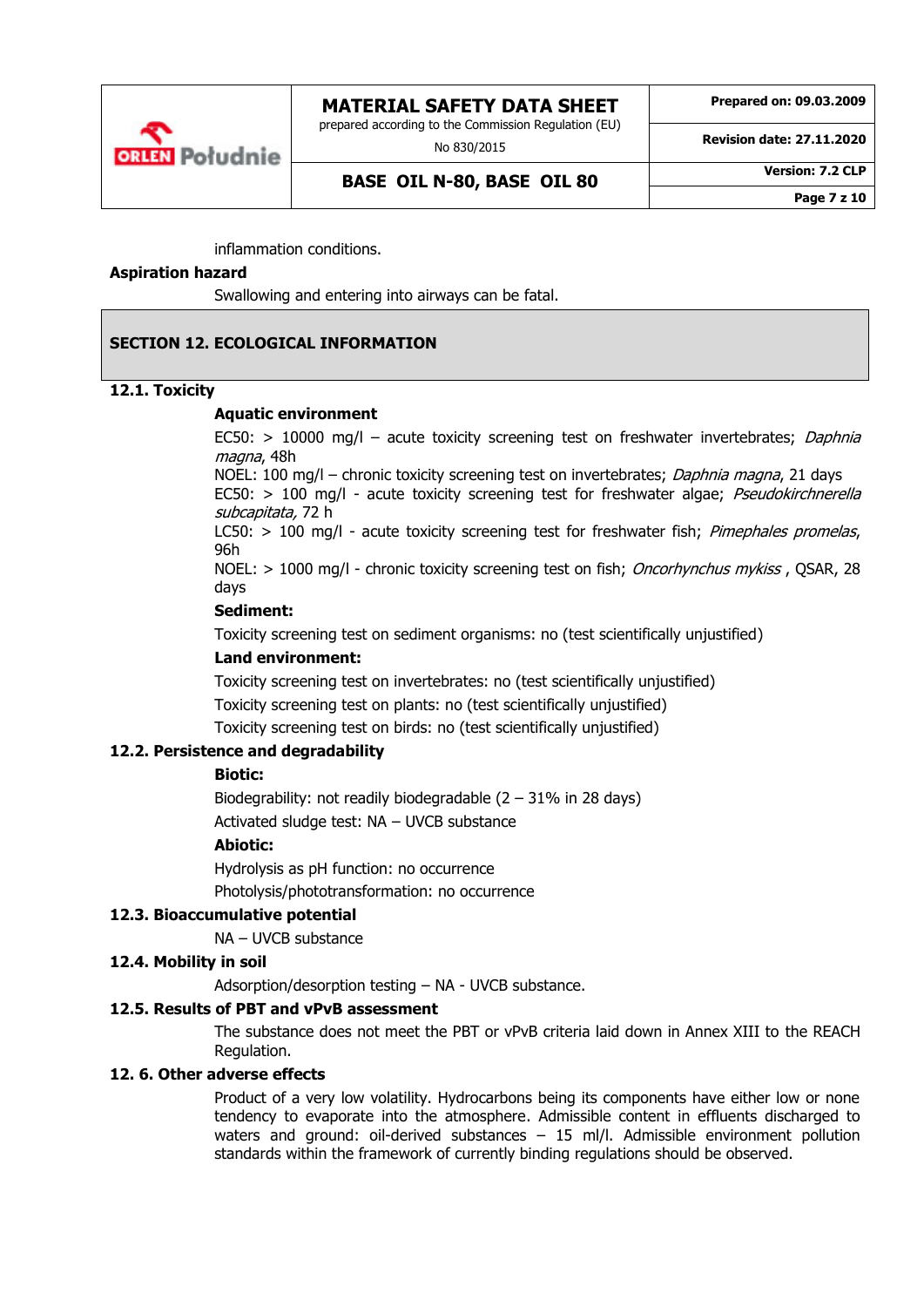inflammation conditions.

**Aspiration hazard**

Swallowing and entering into airways can be fatal.

## SECTION 12. ECOLOGICAL INFORMATION

### 12.1. Toxicity

**Aquatic environment**

EC50: > 10000 mg/l – acute toxicity screening test on freshwater invertebrates; *Daphnia magna*, 48h
NOEL: 100 mg/l – chronic toxicity screening test on invertebrates; *Daphnia magna*, 21 days
EC50: > 100 mg/l - acute toxicity screening test for freshwater algae; *Pseudokirchnerella subcapitata,* 72 h
LC50: > 100 mg/l - acute toxicity screening test for freshwater fish; *Pimephales promelas*, 96h
NOEL: > 1000 mg/l - chronic toxicity screening test on fish; *Oncorhynchus mykiss* , QSAR, 28 days

**Sediment:**

Toxicity screening test on sediment organisms: no (test scientifically unjustified)

**Land environment:**

Toxicity screening test on invertebrates: no (test scientifically unjustified)

Toxicity screening test on plants: no (test scientifically unjustified)

Toxicity screening test on birds: no (test scientifically unjustified)

### 12.2. Persistence and degradability

**Biotic:**

Biodegrability: not readily biodegradable (2 – 31% in 28 days)

Activated sludge test: NA – UVCB substance

**Abiotic:**

Hydrolysis as pH function: no occurrence

Photolysis/phototransformation: no occurrence

### 12.3. Bioaccumulative potential

NA – UVCB substance

### 12.4. Mobility in soil

Adsorption/desorption testing – NA - UVCB substance.

### 12.5. Results of PBT and vPvB assessment

The substance does not meet the PBT or vPvB criteria laid down in Annex XIII to the REACH Regulation.

### 12. 6. Other adverse effects

Product of a very low volatility. Hydrocarbons being its components have either low or none tendency to evaporate into the atmosphere. Admissible content in effluents discharged to waters and ground: oil-derived substances – 15 ml/l. Admissible environment pollution standards within the framework of currently binding regulations should be observed.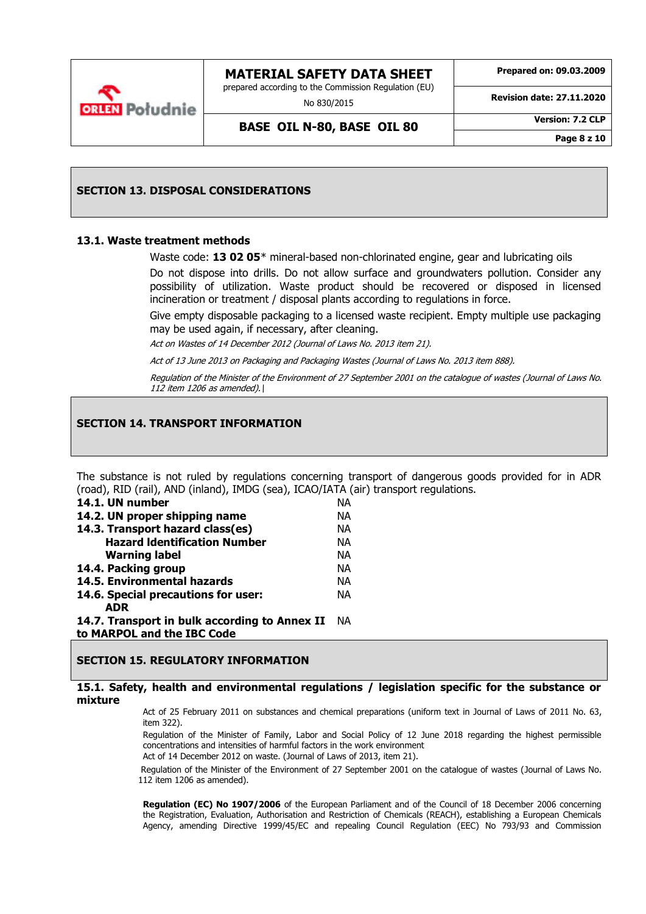## SECTION 13. DISPOSAL CONSIDERATIONS

### 13.1. Waste treatment methods

Waste code: **13 02 05*** mineral-based non-chlorinated engine, gear and lubricating oils

Do not dispose into drills. Do not allow surface and groundwaters pollution. Consider any possibility of utilization. Waste product should be recovered or disposed in licensed incineration or treatment / disposal plants according to regulations in force.

Give empty disposable packaging to a licensed waste recipient. Empty multiple use packaging may be used again, if necessary, after cleaning.

*Act on Wastes of 14 December 2012 (Journal of Laws No. 2013 item 21).*

*Act of 13 June 2013 on Packaging and Packaging Wastes (Journal of Laws No. 2013 item 888).*

*Regulation of the Minister of the Environment of 27 September 2001 on the catalogue of wastes (Journal of Laws No. 112 item 1206 as amended).*

## SECTION 14. TRANSPORT INFORMATION

The substance is not ruled by regulations concerning transport of dangerous goods provided for in ADR (road), RID (rail), AND (inland), IMDG (sea), ICAO/IATA (air) transport regulations.

| | |
|---|---|
| **14.1. UN number** | NA |
| **14.2. UN proper shipping name** | NA |
| **14.3. Transport hazard class(es)** | NA |
| **Hazard Identification Number** | NA |
| **Warning label** | NA |
| **14.4. Packing group** | NA |
| **14.5. Environmental hazards** | NA |
| **14.6. Special precautions for user: ADR** | NA |
| **14.7. Transport in bulk according to Annex II to MARPOL and the IBC Code** | NA |

## SECTION 15. REGULATORY INFORMATION

### 15.1. Safety, health and environmental regulations / legislation specific for the substance or mixture

Act of 25 February 2011 on substances and chemical preparations (uniform text in Journal of Laws of 2011 No. 63, item 322).

Regulation of the Minister of Family, Labor and Social Policy of 12 June 2018 regarding the highest permissible concentrations and intensities of harmful factors in the work environment

Act of 14 December 2012 on waste. (Journal of Laws of 2013, item 21).

Regulation of the Minister of the Environment of 27 September 2001 on the catalogue of wastes (Journal of Laws No. 112 item 1206 as amended).

**Regulation (EC) No 1907/2006** of the European Parliament and of the Council of 18 December 2006 concerning the Registration, Evaluation, Authorisation and Restriction of Chemicals (REACH), establishing a European Chemicals Agency, amending Directive 1999/45/EC and repealing Council Regulation (EEC) No 793/93 and Commission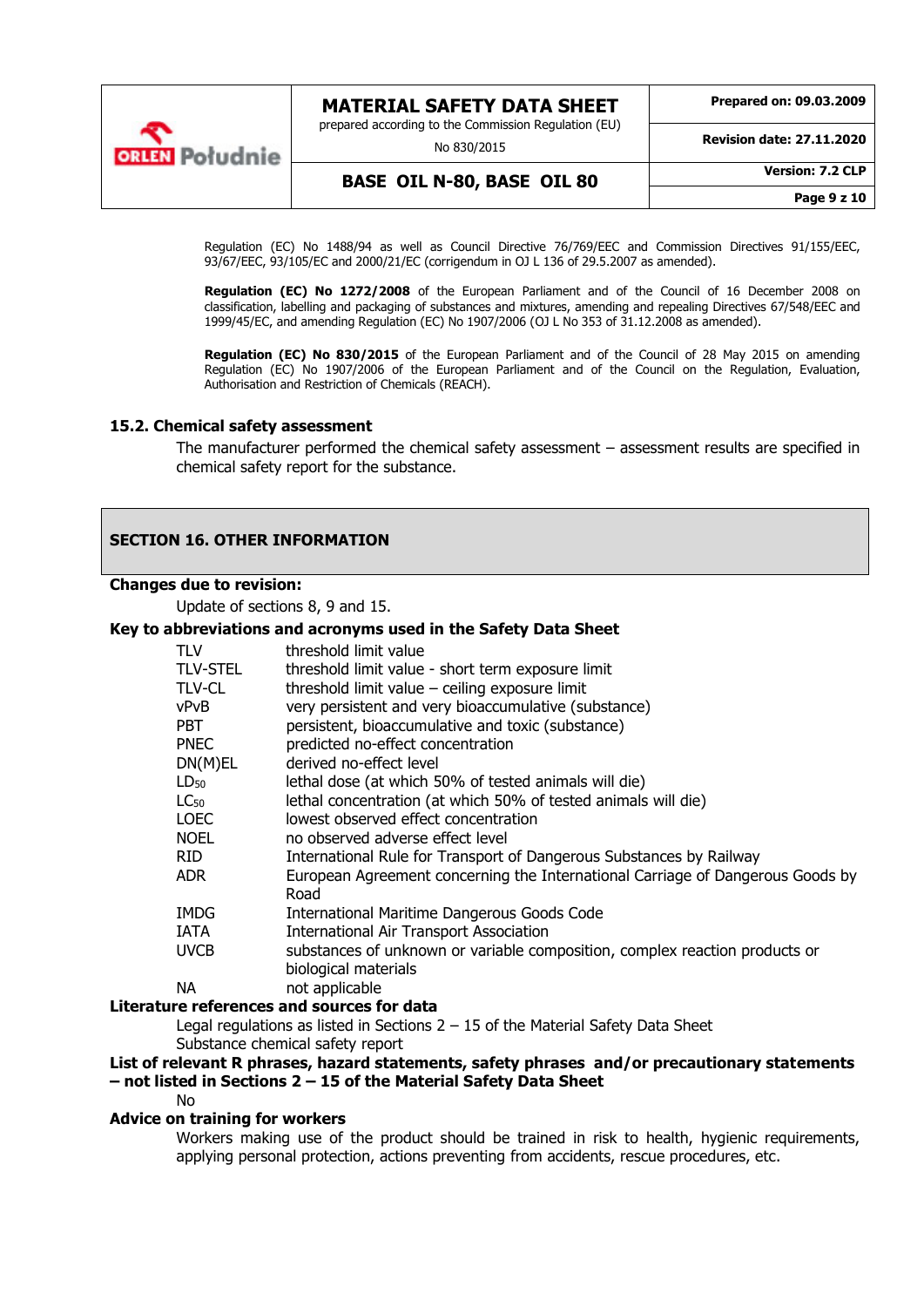Regulation (EC) No 1488/94 as well as Council Directive 76/769/EEC and Commission Directives 91/155/EEC, 93/67/EEC, 93/105/EC and 2000/21/EC (corrigendum in OJ L 136 of 29.5.2007 as amended).

**Regulation (EC) No 1272/2008** of the European Parliament and of the Council of 16 December 2008 on classification, labelling and packaging of substances and mixtures, amending and repealing Directives 67/548/EEC and 1999/45/EC, and amending Regulation (EC) No 1907/2006 (OJ L No 353 of 31.12.2008 as amended).

**Regulation (EC) No 830/2015** of the European Parliament and of the Council of 28 May 2015 on amending Regulation (EC) No 1907/2006 of the European Parliament and of the Council on the Regulation, Evaluation, Authorisation and Restriction of Chemicals (REACH).

### 15.2. Chemical safety assessment

The manufacturer performed the chemical safety assessment – assessment results are specified in chemical safety report for the substance.

## SECTION 16. OTHER INFORMATION

**Changes due to revision:**

Update of sections 8, 9 and 15.

**Key to abbreviations and acronyms used in the Safety Data Sheet**

| | |
|---|---|
| TLV | threshold limit value |
| TLV-STEL | threshold limit value - short term exposure limit |
| TLV-CL | threshold limit value – ceiling exposure limit |
| vPvB | very persistent and very bioaccumulative (substance) |
| PBT | persistent, bioaccumulative and toxic (substance) |
| PNEC | predicted no-effect concentration |
| DN(M)EL | derived no-effect level |
| $LD_{50}$ | lethal dose (at which 50% of tested animals will die) |
| $LC_{50}$ | lethal concentration (at which 50% of tested animals will die) |
| LOEC | lowest observed effect concentration |
| NOEL | no observed adverse effect level |
| RID | International Rule for Transport of Dangerous Substances by Railway |
| ADR | European Agreement concerning the International Carriage of Dangerous Goods by Road |
| IMDG | International Maritime Dangerous Goods Code |
| IATA | International Air Transport Association |
| UVCB | substances of unknown or variable composition, complex reaction products or biological materials |
| NA | not applicable |

**Literature references and sources for data**

Legal regulations as listed in Sections 2 – 15 of the Material Safety Data Sheet
Substance chemical safety report

**List of relevant R phrases, hazard statements, safety phrases and/or precautionary statements – not listed in Sections 2 – 15 of the Material Safety Data Sheet**

No

**Advice on training for workers**

Workers making use of the product should be trained in risk to health, hygienic requirements, applying personal protection, actions preventing from accidents, rescue procedures, etc.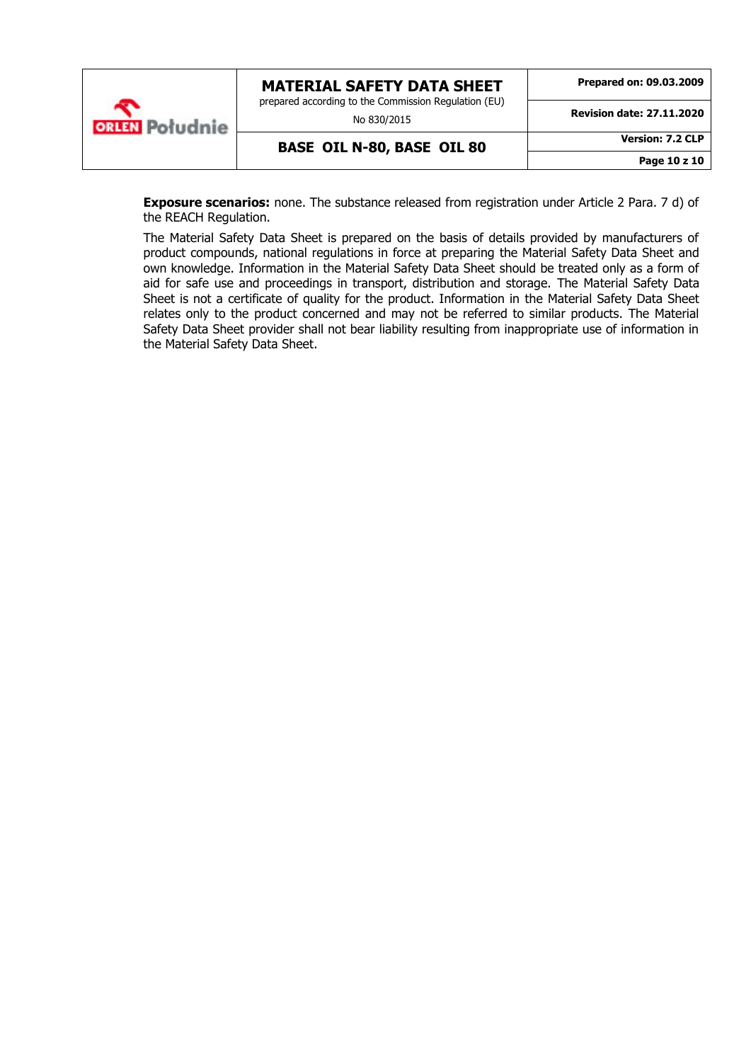**Exposure scenarios:** none. The substance released from registration under Article 2 Para. 7 d) of the REACH Regulation.

The Material Safety Data Sheet is prepared on the basis of details provided by manufacturers of product compounds, national regulations in force at preparing the Material Safety Data Sheet and own knowledge. Information in the Material Safety Data Sheet should be treated only as a form of aid for safe use and proceedings in transport, distribution and storage. The Material Safety Data Sheet is not a certificate of quality for the product. Information in the Material Safety Data Sheet relates only to the product concerned and may not be referred to similar products. The Material Safety Data Sheet provider shall not bear liability resulting from inappropriate use of information in the Material Safety Data Sheet.